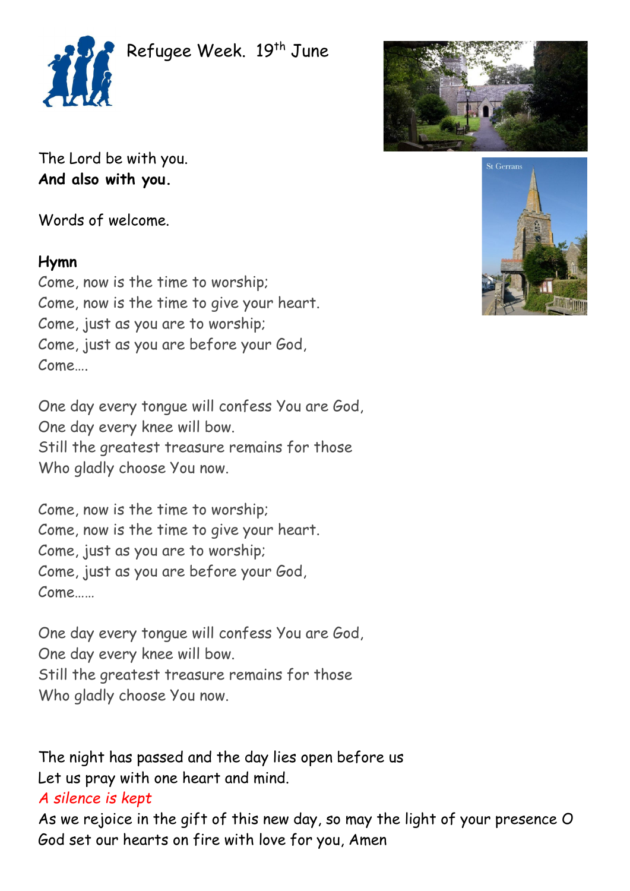# Refugee Week. 19th June

The Lord be with you.
**And also with you.**

Words of welcome.

**Hymn**

Come, now is the time to worship;
Come, now is the time to give your heart.
Come, just as you are to worship;
Come, just as you are before your God,
Come….

One day every tongue will confess You are God,
One day every knee will bow.
Still the greatest treasure remains for those
Who gladly choose You now.

Come, now is the time to worship;
Come, now is the time to give your heart.
Come, just as you are to worship;
Come, just as you are before your God,
Come……

One day every tongue will confess You are God,
One day every knee will bow.
Still the greatest treasure remains for those
Who gladly choose You now.

The night has passed and the day lies open before us
Let us pray with one heart and mind.
*A silence is kept*
As we rejoice in the gift of this new day, so may the light of your presence O God set our hearts on fire with love for you, Amen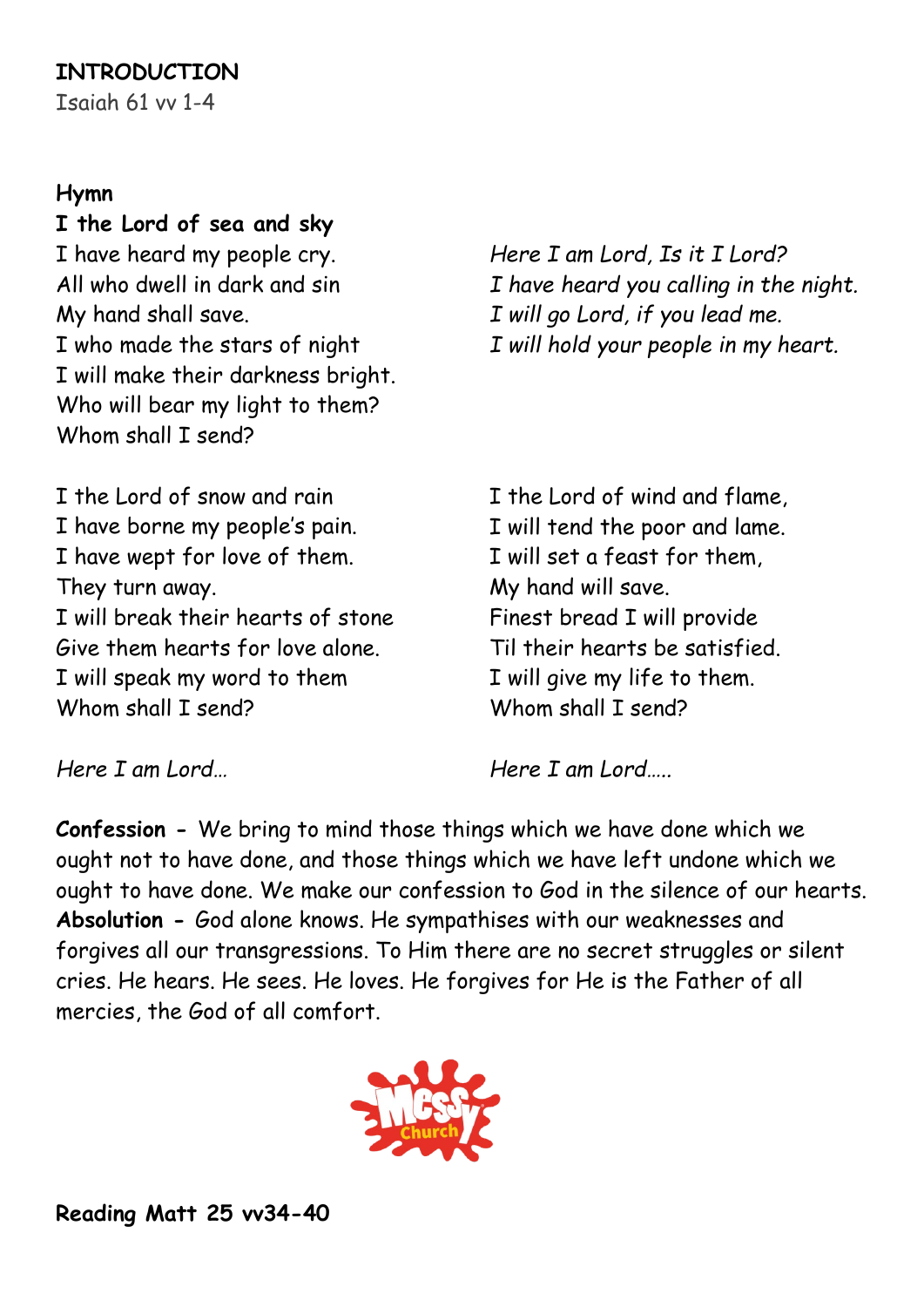**INTRODUCTION**
Isaiah 61 vv 1-4

**Hymn**

**I the Lord of sea and sky**
I have heard my people cry.
All who dwell in dark and sin
My hand shall save.
I who made the stars of night
I will make their darkness bright.
Who will bear my light to them?
Whom shall I send?

*Here I am Lord, Is it I Lord?*
*I have heard you calling in the night.*
*I will go Lord, if you lead me.*
*I will hold your people in my heart.*

I the Lord of snow and rain
I have borne my people's pain.
I have wept for love of them.
They turn away.
I will break their hearts of stone
Give them hearts for love alone.
I will speak my word to them
Whom shall I send?

*Here I am Lord…*

I the Lord of wind and flame,
I will tend the poor and lame.
I will set a feast for them,
My hand will save.
Finest bread I will provide
Til their hearts be satisfied.
I will give my life to them.
Whom shall I send?

*Here I am Lord…..*

**Confession -** We bring to mind those things which we have done which we ought not to have done, and those things which we have left undone which we ought to have done. We make our confession to God in the silence of our hearts.
**Absolution -** God alone knows. He sympathises with our weaknesses and forgives all our transgressions. To Him there are no secret struggles or silent cries. He hears. He sees. He loves. He forgives for He is the Father of all mercies, the God of all comfort.

**Reading Matt 25 vv34-40**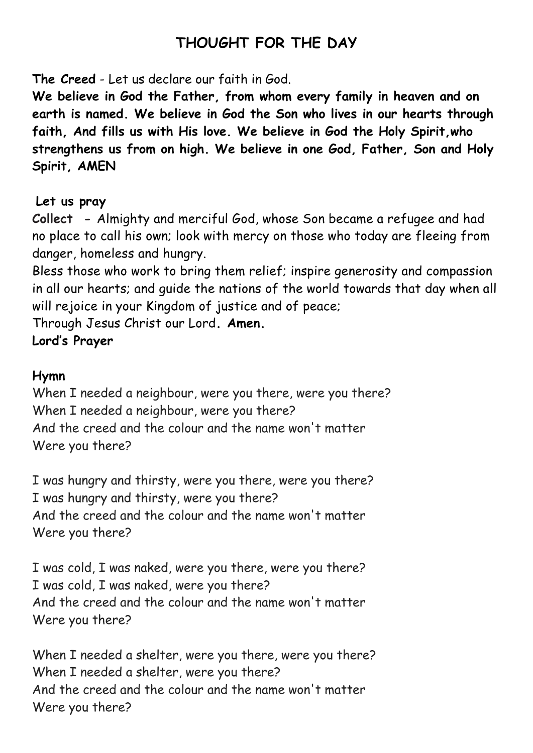# THOUGHT FOR THE DAY

**The Creed** - Let us declare our faith in God.

**We believe in God the Father, from whom every family in heaven and on earth is named. We believe in God the Son who lives in our hearts through faith, And fills us with His love. We believe in God the Holy Spirit,who strengthens us from on high. We believe in one God, Father, Son and Holy Spirit, AMEN**

**Let us pray**

**Collect** **-** Almighty and merciful God, whose Son became a refugee and had no place to call his own; look with mercy on those who today are fleeing from danger, homeless and hungry.

Bless those who work to bring them relief; inspire generosity and compassion in all our hearts; and guide the nations of the world towards that day when all will rejoice in your Kingdom of justice and of peace;

Through Jesus Christ our Lord**. Amen.**

**Lord's Prayer**

**Hymn**

When I needed a neighbour, were you there, were you there?
When I needed a neighbour, were you there?
And the creed and the colour and the name won't matter
Were you there?

I was hungry and thirsty, were you there, were you there?
I was hungry and thirsty, were you there?
And the creed and the colour and the name won't matter
Were you there?

I was cold, I was naked, were you there, were you there?
I was cold, I was naked, were you there?
And the creed and the colour and the name won't matter
Were you there?

When I needed a shelter, were you there, were you there?
When I needed a shelter, were you there?
And the creed and the colour and the name won't matter
Were you there?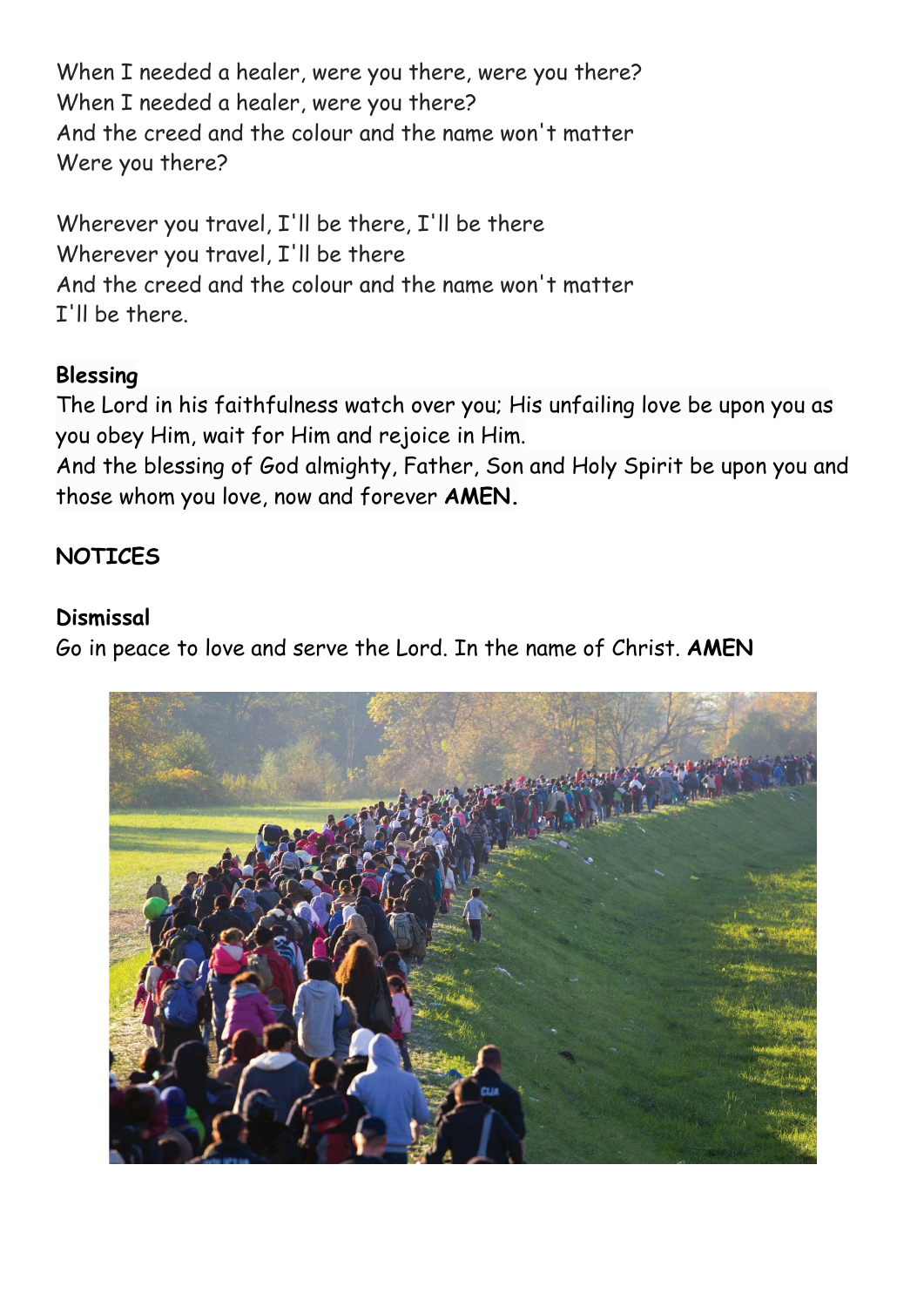When I needed a healer, were you there, were you there?
When I needed a healer, were you there?
And the creed and the colour and the name won't matter
Were you there?

Wherever you travel, I'll be there, I'll be there
Wherever you travel, I'll be there
And the creed and the colour and the name won't matter
I'll be there.

**Blessing**

The Lord in his faithfulness watch over you; His unfailing love be upon you as you obey Him, wait for Him and rejoice in Him.
And the blessing of God almighty, Father, Son and Holy Spirit be upon you and those whom you love, now and forever **AMEN.**

**NOTICES**

**Dismissal**

Go in peace to love and serve the Lord. In the name of Christ. **AMEN**